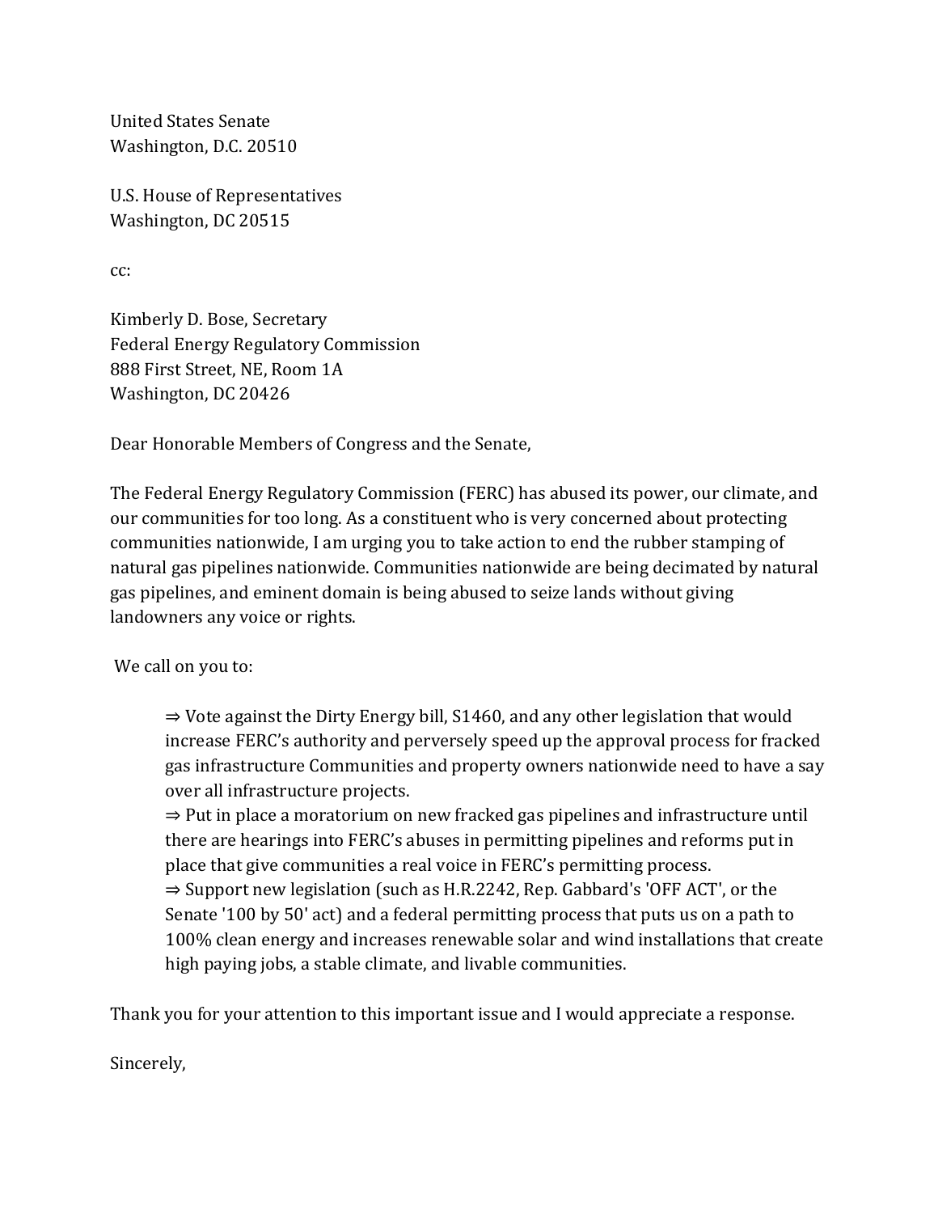United States Senate
Washington, D.C. 20510

U.S. House of Representatives
Washington, DC 20515

cc:

Kimberly D. Bose, Secretary
Federal Energy Regulatory Commission
888 First Street, NE, Room 1A
Washington, DC 20426

Dear Honorable Members of Congress and the Senate,

The Federal Energy Regulatory Commission (FERC) has abused its power, our climate, and our communities for too long. As a constituent who is very concerned about protecting communities nationwide, I am urging you to take action to end the rubber stamping of natural gas pipelines nationwide. Communities nationwide are being decimated by natural gas pipelines, and eminent domain is being abused to seize lands without giving landowners any voice or rights.

We call on you to:

> ⇒ Vote against the Dirty Energy bill, S1460, and any other legislation that would increase FERC's authority and perversely speed up the approval process for fracked gas infrastructure Communities and property owners nationwide need to have a say over all infrastructure projects.
> ⇒ Put in place a moratorium on new fracked gas pipelines and infrastructure until there are hearings into FERC's abuses in permitting pipelines and reforms put in place that give communities a real voice in FERC's permitting process.
> ⇒ Support new legislation (such as H.R.2242, Rep. Gabbard's 'OFF ACT', or the Senate '100 by 50' act) and a federal permitting process that puts us on a path to 100% clean energy and increases renewable solar and wind installations that create high paying jobs, a stable climate, and livable communities.

Thank you for your attention to this important issue and I would appreciate a response.

Sincerely,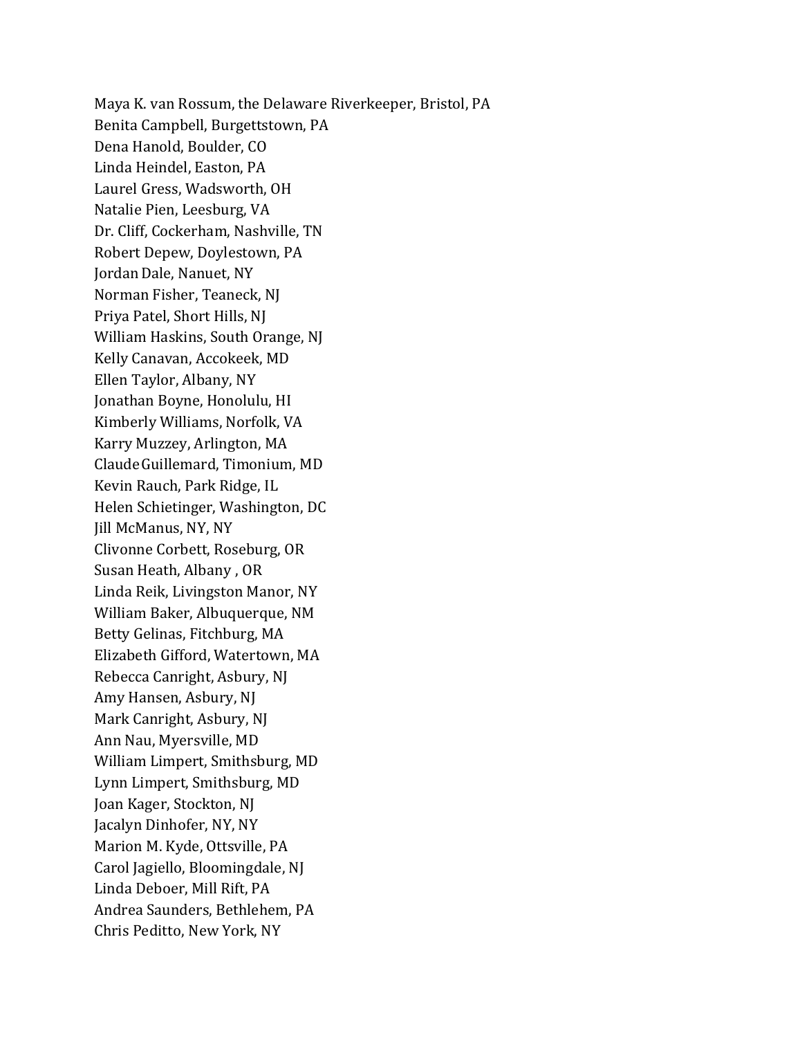Maya K. van Rossum, the Delaware Riverkeeper, Bristol, PA
Benita Campbell, Burgettstown, PA
Dena Hanold, Boulder, CO
Linda Heindel, Easton, PA
Laurel Gress, Wadsworth, OH
Natalie Pien, Leesburg, VA
Dr. Cliff, Cockerham, Nashville, TN
Robert Depew, Doylestown, PA
Jordan Dale, Nanuet, NY
Norman Fisher, Teaneck, NJ
Priya Patel, Short Hills, NJ
William Haskins, South Orange, NJ
Kelly Canavan, Accokeek, MD
Ellen Taylor, Albany, NY
Jonathan Boyne, Honolulu, HI
Kimberly Williams, Norfolk, VA
Karry Muzzey, Arlington, MA
Claude Guillemard, Timonium, MD
Kevin Rauch, Park Ridge, IL
Helen Schietinger, Washington, DC
Jill McManus, NY, NY
Clivonne Corbett, Roseburg, OR
Susan Heath, Albany , OR
Linda Reik, Livingston Manor, NY
William Baker, Albuquerque, NM
Betty Gelinas, Fitchburg, MA
Elizabeth Gifford, Watertown, MA
Rebecca Canright, Asbury, NJ
Amy Hansen, Asbury, NJ
Mark Canright, Asbury, NJ
Ann Nau, Myersville, MD
William Limpert, Smithsburg, MD
Lynn Limpert, Smithsburg, MD
Joan Kager, Stockton, NJ
Jacalyn Dinhofer, NY, NY
Marion M. Kyde, Ottsville, PA
Carol Jagiello, Bloomingdale, NJ
Linda Deboer, Mill Rift, PA
Andrea Saunders, Bethlehem, PA
Chris Peditto, New York, NY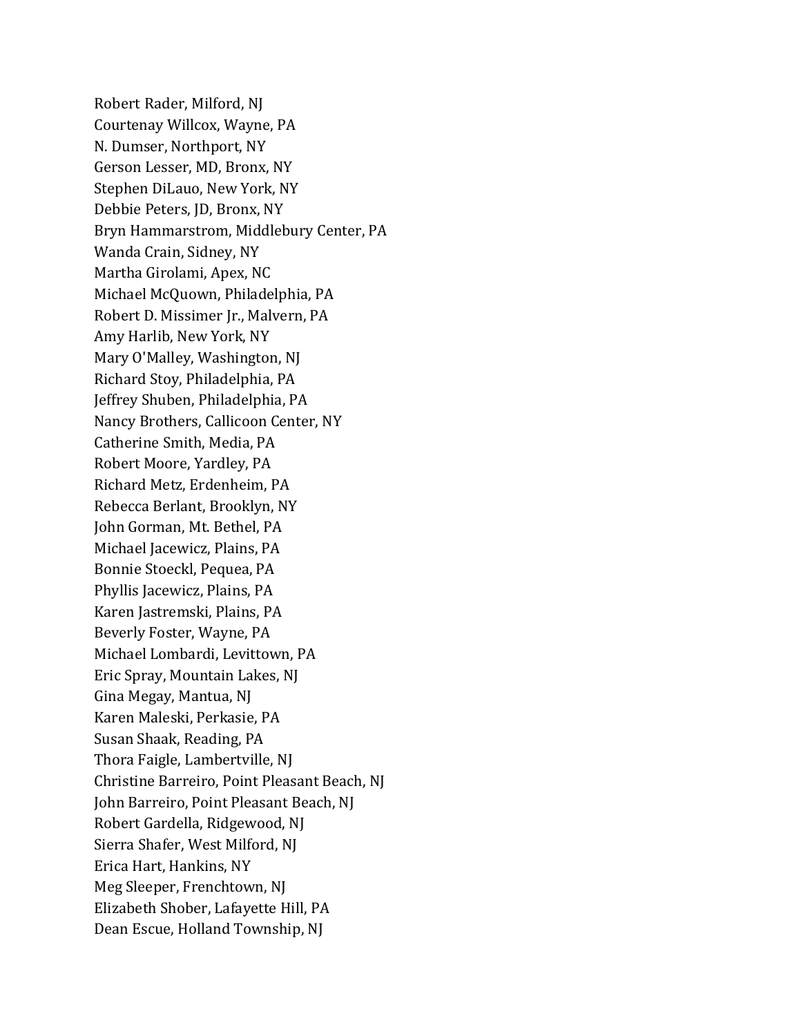Robert Rader, Milford, NJ
Courtenay Willcox, Wayne, PA
N. Dumser, Northport, NY
Gerson Lesser, MD, Bronx, NY
Stephen DiLauo, New York, NY
Debbie Peters, JD, Bronx, NY
Bryn Hammarstrom, Middlebury Center, PA
Wanda Crain, Sidney, NY
Martha Girolami, Apex, NC
Michael McQuown, Philadelphia, PA
Robert D. Missimer Jr., Malvern, PA
Amy Harlib, New York, NY
Mary O'Malley, Washington, NJ
Richard Stoy, Philadelphia, PA
Jeffrey Shuben, Philadelphia, PA
Nancy Brothers, Callicoon Center, NY
Catherine Smith, Media, PA
Robert Moore, Yardley, PA
Richard Metz, Erdenheim, PA
Rebecca Berlant, Brooklyn, NY
John Gorman, Mt. Bethel, PA
Michael Jacewicz, Plains, PA
Bonnie Stoeckl, Pequea, PA
Phyllis Jacewicz, Plains, PA
Karen Jastremski, Plains, PA
Beverly Foster, Wayne, PA
Michael Lombardi, Levittown, PA
Eric Spray, Mountain Lakes, NJ
Gina Megay, Mantua, NJ
Karen Maleski, Perkasie, PA
Susan Shaak, Reading, PA
Thora Faigle, Lambertville, NJ
Christine Barreiro, Point Pleasant Beach, NJ
John Barreiro, Point Pleasant Beach, NJ
Robert Gardella, Ridgewood, NJ
Sierra Shafer, West Milford, NJ
Erica Hart, Hankins, NY
Meg Sleeper, Frenchtown, NJ
Elizabeth Shober, Lafayette Hill, PA
Dean Escue, Holland Township, NJ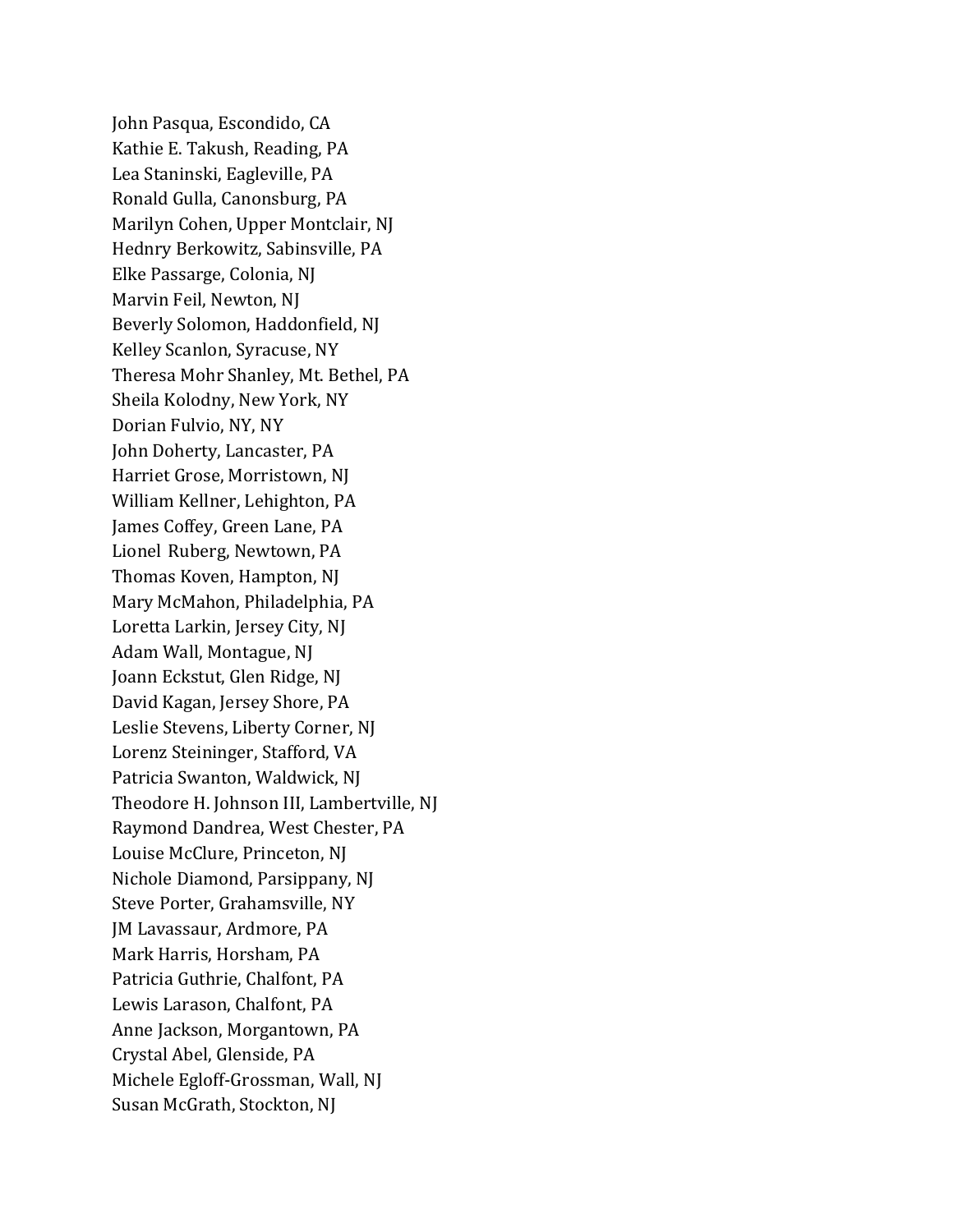John Pasqua, Escondido, CA
Kathie E. Takush, Reading, PA
Lea Staninski, Eagleville, PA
Ronald Gulla, Canonsburg, PA
Marilyn Cohen, Upper Montclair, NJ
Hednry Berkowitz, Sabinsville, PA
Elke Passarge, Colonia, NJ
Marvin Feil, Newton, NJ
Beverly Solomon, Haddonfield, NJ
Kelley Scanlon, Syracuse, NY
Theresa Mohr Shanley, Mt. Bethel, PA
Sheila Kolodny, New York, NY
Dorian Fulvio, NY, NY
John Doherty, Lancaster, PA
Harriet Grose, Morristown, NJ
William Kellner, Lehighton, PA
James Coffey, Green Lane, PA
Lionel Ruberg, Newtown, PA
Thomas Koven, Hampton, NJ
Mary McMahon, Philadelphia, PA
Loretta Larkin, Jersey City, NJ
Adam Wall, Montague, NJ
Joann Eckstut, Glen Ridge, NJ
David Kagan, Jersey Shore, PA
Leslie Stevens, Liberty Corner, NJ
Lorenz Steininger, Stafford, VA
Patricia Swanton, Waldwick, NJ
Theodore H. Johnson III, Lambertville, NJ
Raymond Dandrea, West Chester, PA
Louise McClure, Princeton, NJ
Nichole Diamond, Parsippany, NJ
Steve Porter, Grahamsville, NY
JM Lavassaur, Ardmore, PA
Mark Harris, Horsham, PA
Patricia Guthrie, Chalfont, PA
Lewis Larason, Chalfont, PA
Anne Jackson, Morgantown, PA
Crystal Abel, Glenside, PA
Michele Egloff-Grossman, Wall, NJ
Susan McGrath, Stockton, NJ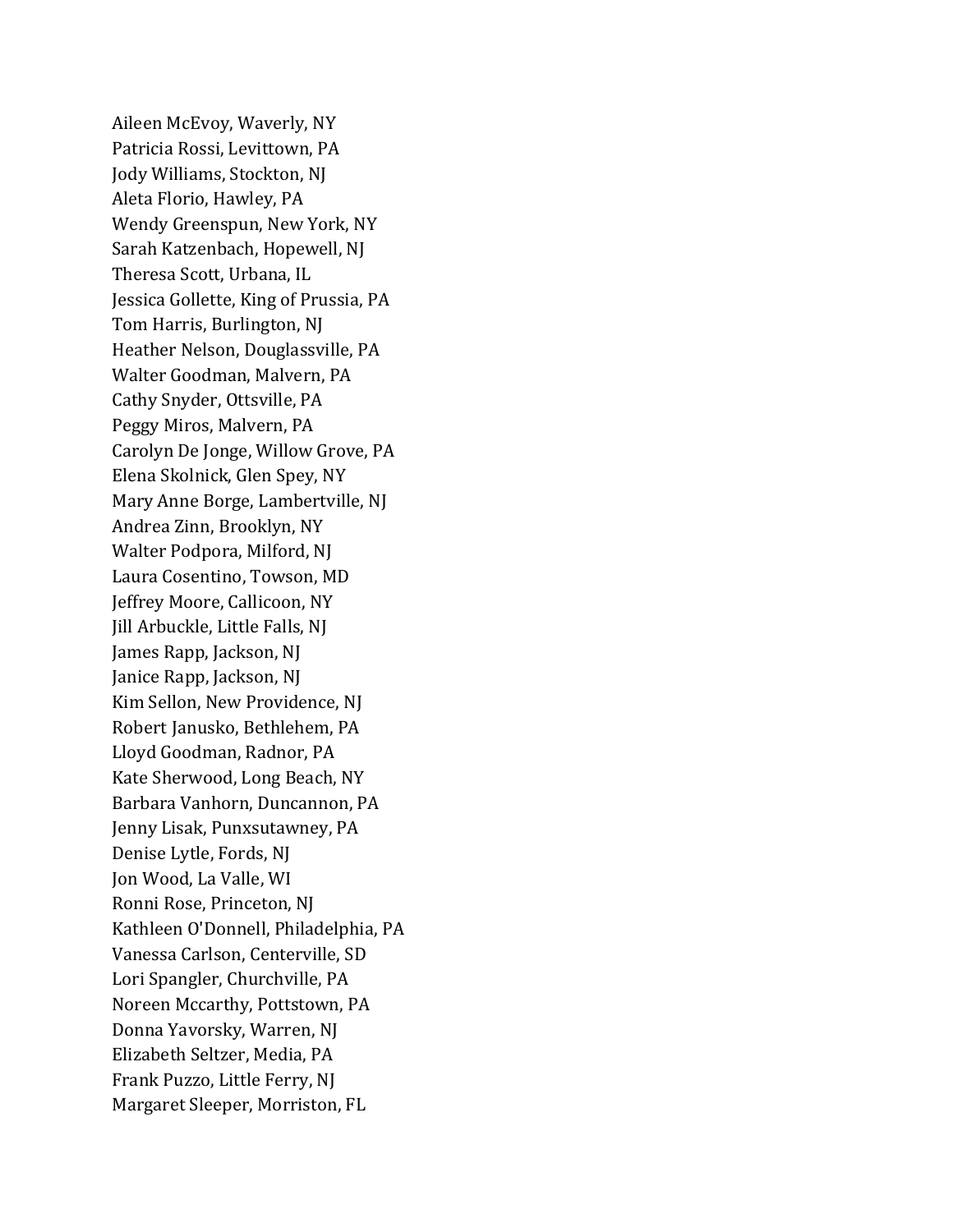Aileen McEvoy, Waverly, NY
Patricia Rossi, Levittown, PA
Jody Williams, Stockton, NJ
Aleta Florio, Hawley, PA
Wendy Greenspun, New York, NY
Sarah Katzenbach, Hopewell, NJ
Theresa Scott, Urbana, IL
Jessica Gollette, King of Prussia, PA
Tom Harris, Burlington, NJ
Heather Nelson, Douglassville, PA
Walter Goodman, Malvern, PA
Cathy Snyder, Ottsville, PA
Peggy Miros, Malvern, PA
Carolyn De Jonge, Willow Grove, PA
Elena Skolnick, Glen Spey, NY
Mary Anne Borge, Lambertville, NJ
Andrea Zinn, Brooklyn, NY
Walter Podpora, Milford, NJ
Laura Cosentino, Towson, MD
Jeffrey Moore, Callicoon, NY
Jill Arbuckle, Little Falls, NJ
James Rapp, Jackson, NJ
Janice Rapp, Jackson, NJ
Kim Sellon, New Providence, NJ
Robert Janusko, Bethlehem, PA
Lloyd Goodman, Radnor, PA
Kate Sherwood, Long Beach, NY
Barbara Vanhorn, Duncannon, PA
Jenny Lisak, Punxsutawney, PA
Denise Lytle, Fords, NJ
Jon Wood, La Valle, WI
Ronni Rose, Princeton, NJ
Kathleen O'Donnell, Philadelphia, PA
Vanessa Carlson, Centerville, SD
Lori Spangler, Churchville, PA
Noreen Mccarthy, Pottstown, PA
Donna Yavorsky, Warren, NJ
Elizabeth Seltzer, Media, PA
Frank Puzzo, Little Ferry, NJ
Margaret Sleeper, Morriston, FL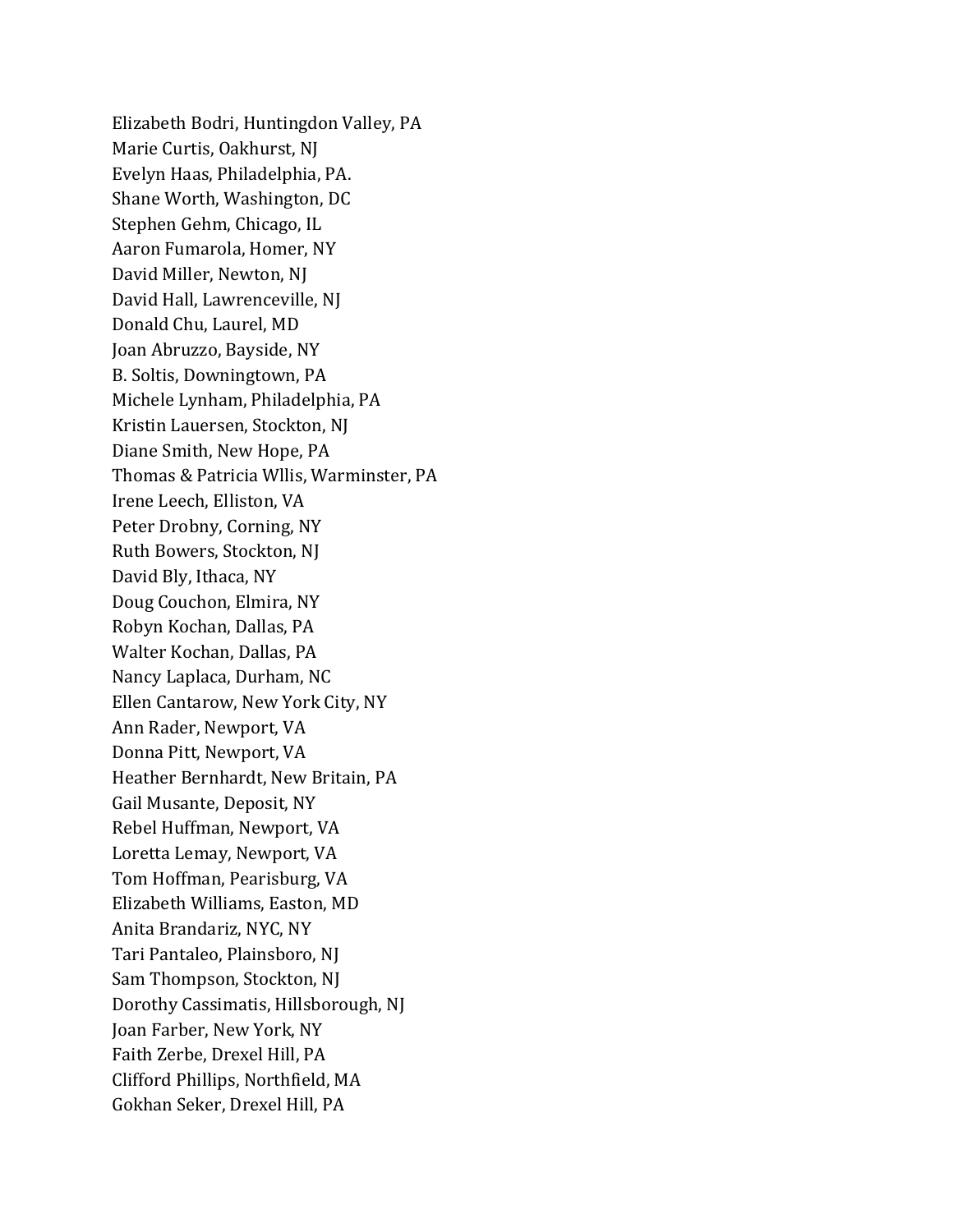Elizabeth Bodri, Huntingdon Valley, PA
Marie Curtis, Oakhurst, NJ
Evelyn Haas, Philadelphia, PA.
Shane Worth, Washington, DC
Stephen Gehm, Chicago, IL
Aaron Fumarola, Homer, NY
David Miller, Newton, NJ
David Hall, Lawrenceville, NJ
Donald Chu, Laurel, MD
Joan Abruzzo, Bayside, NY
B. Soltis, Downingtown, PA
Michele Lynham, Philadelphia, PA
Kristin Lauersen, Stockton, NJ
Diane Smith, New Hope, PA
Thomas & Patricia Wllis, Warminster, PA
Irene Leech, Elliston, VA
Peter Drobny, Corning, NY
Ruth Bowers, Stockton, NJ
David Bly, Ithaca, NY
Doug Couchon, Elmira, NY
Robyn Kochan, Dallas, PA
Walter Kochan, Dallas, PA
Nancy Laplaca, Durham, NC
Ellen Cantarow, New York City, NY
Ann Rader, Newport, VA
Donna Pitt, Newport, VA
Heather Bernhardt, New Britain, PA
Gail Musante, Deposit, NY
Rebel Huffman, Newport, VA
Loretta Lemay, Newport, VA
Tom Hoffman, Pearisburg, VA
Elizabeth Williams, Easton, MD
Anita Brandariz, NYC, NY
Tari Pantaleo, Plainsboro, NJ
Sam Thompson, Stockton, NJ
Dorothy Cassimatis, Hillsborough, NJ
Joan Farber, New York, NY
Faith Zerbe, Drexel Hill, PA
Clifford Phillips, Northfield, MA
Gokhan Seker, Drexel Hill, PA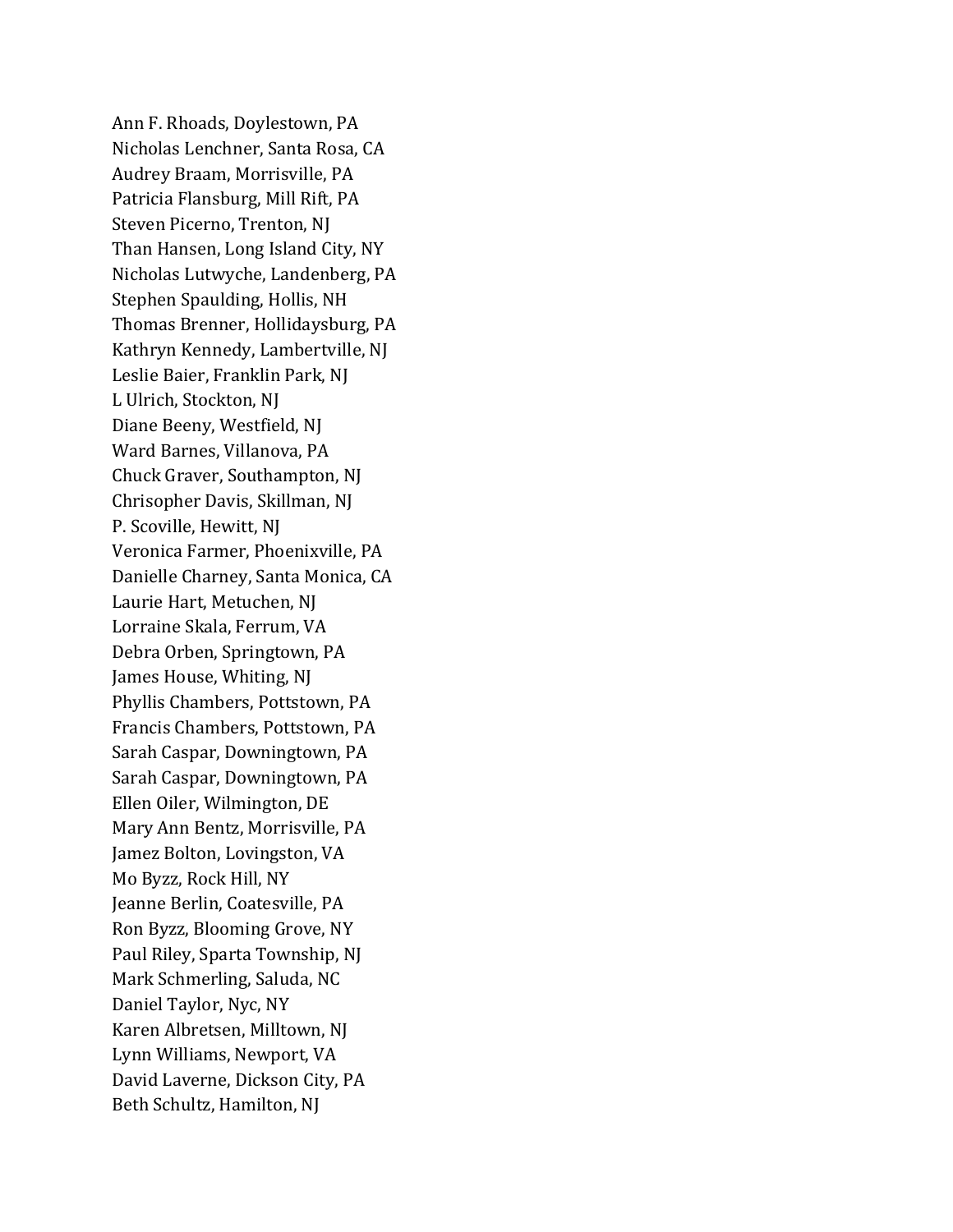Ann F. Rhoads, Doylestown, PA
Nicholas Lenchner, Santa Rosa, CA
Audrey Braam, Morrisville, PA
Patricia Flansburg, Mill Rift, PA
Steven Picerno, Trenton, NJ
Than Hansen, Long Island City, NY
Nicholas Lutwyche, Landenberg, PA
Stephen Spaulding, Hollis, NH
Thomas Brenner, Hollidaysburg, PA
Kathryn Kennedy, Lambertville, NJ
Leslie Baier, Franklin Park, NJ
L Ulrich, Stockton, NJ
Diane Beeny, Westfield, NJ
Ward Barnes, Villanova, PA
Chuck Graver, Southampton, NJ
Chrisopher Davis, Skillman, NJ
P. Scoville, Hewitt, NJ
Veronica Farmer, Phoenixville, PA
Danielle Charney, Santa Monica, CA
Laurie Hart, Metuchen, NJ
Lorraine Skala, Ferrum, VA
Debra Orben, Springtown, PA
James House, Whiting, NJ
Phyllis Chambers, Pottstown, PA
Francis Chambers, Pottstown, PA
Sarah Caspar, Downingtown, PA
Sarah Caspar, Downingtown, PA
Ellen Oiler, Wilmington, DE
Mary Ann Bentz, Morrisville, PA
Jamez Bolton, Lovingston, VA
Mo Byzz, Rock Hill, NY
Jeanne Berlin, Coatesville, PA
Ron Byzz, Blooming Grove, NY
Paul Riley, Sparta Township, NJ
Mark Schmerling, Saluda, NC
Daniel Taylor, Nyc, NY
Karen Albretsen, Milltown, NJ
Lynn Williams, Newport, VA
David Laverne, Dickson City, PA
Beth Schultz, Hamilton, NJ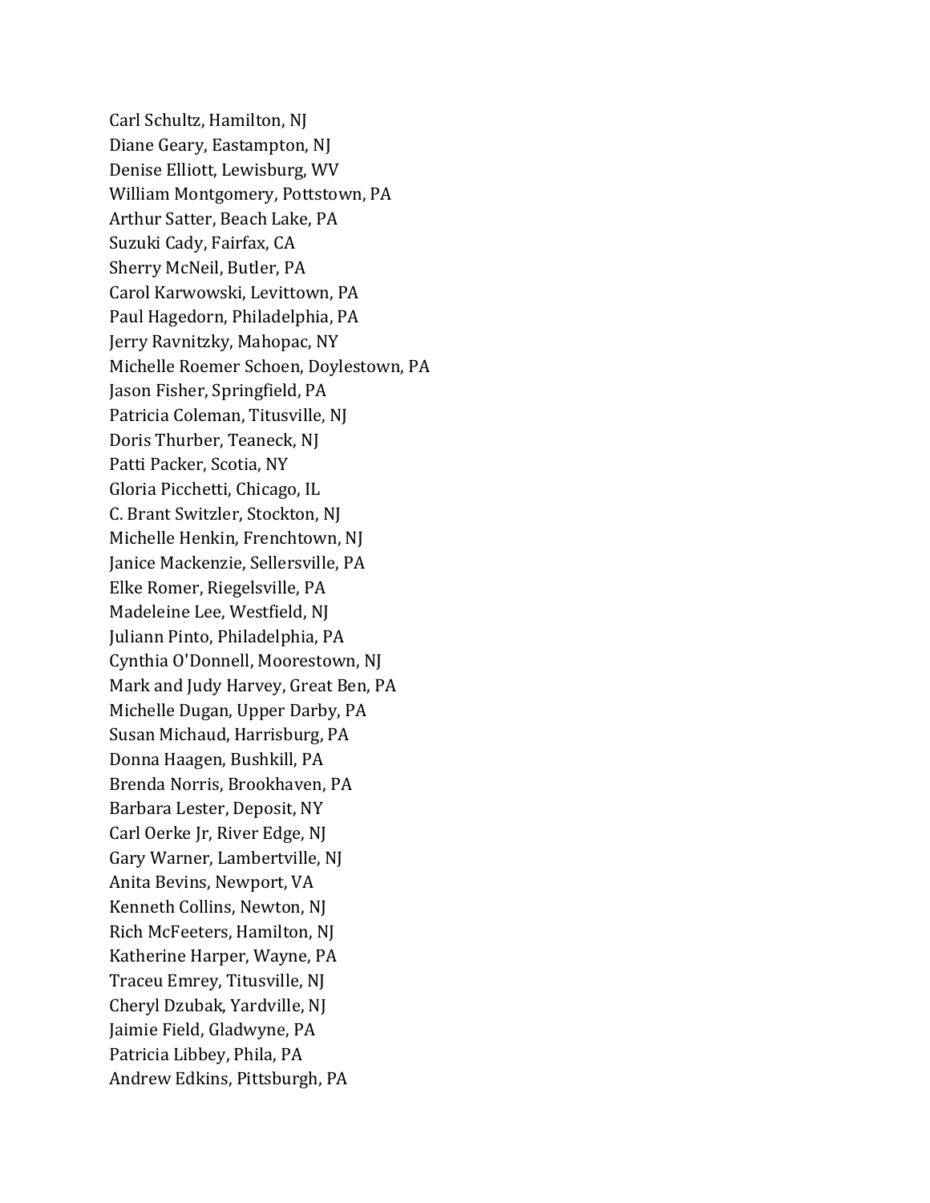Carl Schultz, Hamilton, NJ
Diane Geary, Eastampton, NJ
Denise Elliott, Lewisburg, WV
William Montgomery, Pottstown, PA
Arthur Satter, Beach Lake, PA
Suzuki Cady, Fairfax, CA
Sherry McNeil, Butler, PA
Carol Karwowski, Levittown, PA
Paul Hagedorn, Philadelphia, PA
Jerry Ravnitzky, Mahopac, NY
Michelle Roemer Schoen, Doylestown, PA
Jason Fisher, Springfield, PA
Patricia Coleman, Titusville, NJ
Doris Thurber, Teaneck, NJ
Patti Packer, Scotia, NY
Gloria Picchetti, Chicago, IL
C. Brant Switzler, Stockton, NJ
Michelle Henkin, Frenchtown, NJ
Janice Mackenzie, Sellersville, PA
Elke Romer, Riegelsville, PA
Madeleine Lee, Westfield, NJ
Juliann Pinto, Philadelphia, PA
Cynthia O'Donnell, Moorestown, NJ
Mark and Judy Harvey, Great Ben, PA
Michelle Dugan, Upper Darby, PA
Susan Michaud, Harrisburg, PA
Donna Haagen, Bushkill, PA
Brenda Norris, Brookhaven, PA
Barbara Lester, Deposit, NY
Carl Oerke Jr, River Edge, NJ
Gary Warner, Lambertville, NJ
Anita Bevins, Newport, VA
Kenneth Collins, Newton, NJ
Rich McFeeters, Hamilton, NJ
Katherine Harper, Wayne, PA
Traceu Emrey, Titusville, NJ
Cheryl Dzubak, Yardville, NJ
Jaimie Field, Gladwyne, PA
Patricia Libbey, Phila, PA
Andrew Edkins, Pittsburgh, PA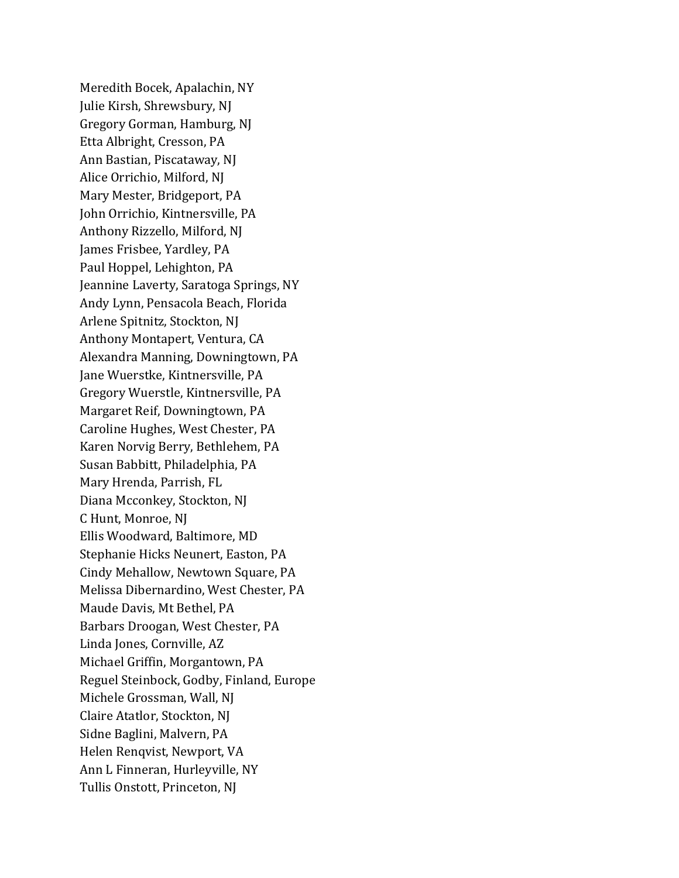Meredith Bocek, Apalachin, NY
Julie Kirsh, Shrewsbury, NJ
Gregory Gorman, Hamburg, NJ
Etta Albright, Cresson, PA
Ann Bastian, Piscataway, NJ
Alice Orrichio, Milford, NJ
Mary Mester, Bridgeport, PA
John Orrichio, Kintnersville, PA
Anthony Rizzello, Milford, NJ
James Frisbee, Yardley, PA
Paul Hoppel, Lehighton, PA
Jeannine Laverty, Saratoga Springs, NY
Andy Lynn, Pensacola Beach, Florida
Arlene Spitnitz, Stockton, NJ
Anthony Montapert, Ventura, CA
Alexandra Manning, Downingtown, PA
Jane Wuerstke, Kintnersville, PA
Gregory Wuerstle, Kintnersville, PA
Margaret Reif, Downingtown, PA
Caroline Hughes, West Chester, PA
Karen Norvig Berry, Bethlehem, PA
Susan Babbitt, Philadelphia, PA
Mary Hrenda, Parrish, FL
Diana Mcconkey, Stockton, NJ
C Hunt, Monroe, NJ
Ellis Woodward, Baltimore, MD
Stephanie Hicks Neunert, Easton, PA
Cindy Mehallow, Newtown Square, PA
Melissa Dibernardino, West Chester, PA
Maude Davis, Mt Bethel, PA
Barbars Droogan, West Chester, PA
Linda Jones, Cornville, AZ
Michael Griffin, Morgantown, PA
Reguel Steinbock, Godby, Finland, Europe
Michele Grossman, Wall, NJ
Claire Atatlor, Stockton, NJ
Sidne Baglini, Malvern, PA
Helen Renqvist, Newport, VA
Ann L Finneran, Hurleyville, NY
Tullis Onstott, Princeton, NJ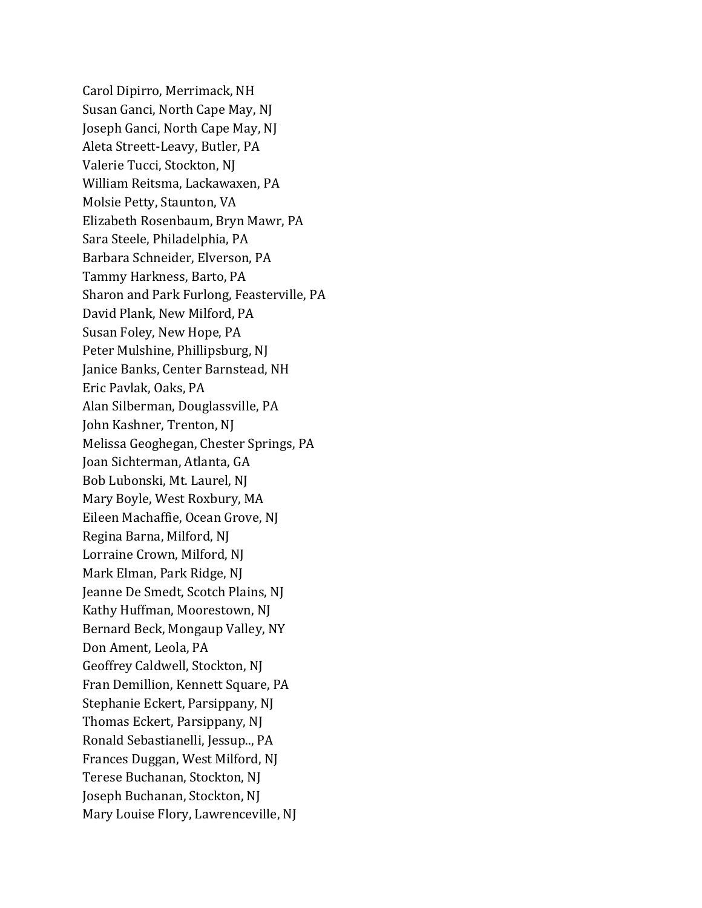Carol Dipirro, Merrimack, NH
Susan Ganci, North Cape May, NJ
Joseph Ganci, North Cape May, NJ
Aleta Streett-Leavy, Butler, PA
Valerie Tucci, Stockton, NJ
William Reitsma, Lackawaxen, PA
Molsie Petty, Staunton, VA
Elizabeth Rosenbaum, Bryn Mawr, PA
Sara Steele, Philadelphia, PA
Barbara Schneider, Elverson, PA
Tammy Harkness, Barto, PA
Sharon and Park Furlong, Feasterville, PA
David Plank, New Milford, PA
Susan Foley, New Hope, PA
Peter Mulshine, Phillipsburg, NJ
Janice Banks, Center Barnstead, NH
Eric Pavlak, Oaks, PA
Alan Silberman, Douglassville, PA
John Kashner, Trenton, NJ
Melissa Geoghegan, Chester Springs, PA
Joan Sichterman, Atlanta, GA
Bob Lubonski, Mt. Laurel, NJ
Mary Boyle, West Roxbury, MA
Eileen Machaffie, Ocean Grove, NJ
Regina Barna, Milford, NJ
Lorraine Crown, Milford, NJ
Mark Elman, Park Ridge, NJ
Jeanne De Smedt, Scotch Plains, NJ
Kathy Huffman, Moorestown, NJ
Bernard Beck, Mongaup Valley, NY
Don Ament, Leola, PA
Geoffrey Caldwell, Stockton, NJ
Fran Demillion, Kennett Square, PA
Stephanie Eckert, Parsippany, NJ
Thomas Eckert, Parsippany, NJ
Ronald Sebastianelli, Jessup.., PA
Frances Duggan, West Milford, NJ
Terese Buchanan, Stockton, NJ
Joseph Buchanan, Stockton, NJ
Mary Louise Flory, Lawrenceville, NJ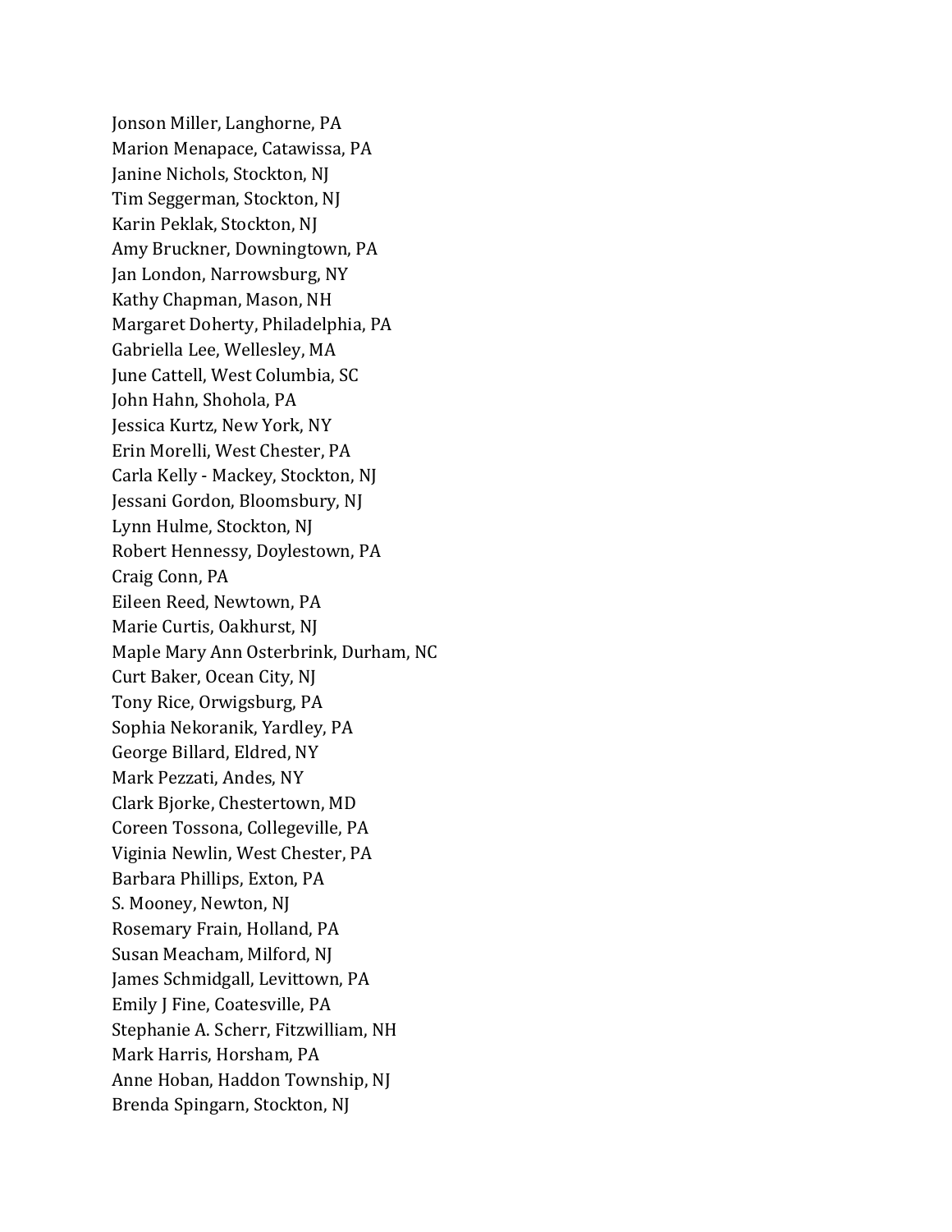Jonson Miller, Langhorne, PA
Marion Menapace, Catawissa, PA
Janine Nichols, Stockton, NJ
Tim Seggerman, Stockton, NJ
Karin Peklak, Stockton, NJ
Amy Bruckner, Downingtown, PA
Jan London, Narrowsburg, NY
Kathy Chapman, Mason, NH
Margaret Doherty, Philadelphia, PA
Gabriella Lee, Wellesley, MA
June Cattell, West Columbia, SC
John Hahn, Shohola, PA
Jessica Kurtz, New York, NY
Erin Morelli, West Chester, PA
Carla Kelly - Mackey, Stockton, NJ
Jessani Gordon, Bloomsbury, NJ
Lynn Hulme, Stockton, NJ
Robert Hennessy, Doylestown, PA
Craig Conn, PA
Eileen Reed, Newtown, PA
Marie Curtis, Oakhurst, NJ
Maple Mary Ann Osterbrink, Durham, NC
Curt Baker, Ocean City, NJ
Tony Rice, Orwigsburg, PA
Sophia Nekoranik, Yardley, PA
George Billard, Eldred, NY
Mark Pezzati, Andes, NY
Clark Bjorke, Chestertown, MD
Coreen Tossona, Collegeville, PA
Viginia Newlin, West Chester, PA
Barbara Phillips, Exton, PA
S. Mooney, Newton, NJ
Rosemary Frain, Holland, PA
Susan Meacham, Milford, NJ
James Schmidgall, Levittown, PA
Emily J Fine, Coatesville, PA
Stephanie A. Scherr, Fitzwilliam, NH
Mark Harris, Horsham, PA
Anne Hoban, Haddon Township, NJ
Brenda Spingarn, Stockton, NJ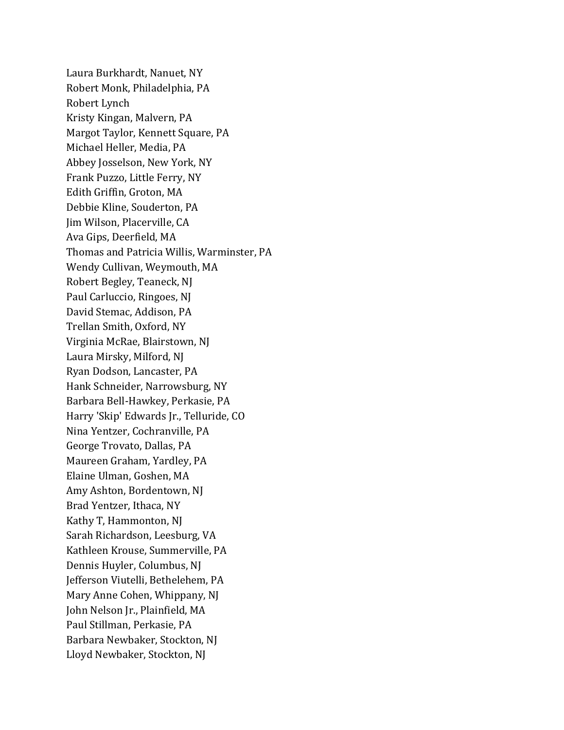Laura Burkhardt, Nanuet, NY
Robert Monk, Philadelphia, PA
Robert Lynch
Kristy Kingan, Malvern, PA
Margot Taylor, Kennett Square, PA
Michael Heller, Media, PA
Abbey Josselson, New York, NY
Frank Puzzo, Little Ferry, NY
Edith Griffin, Groton, MA
Debbie Kline, Souderton, PA
Jim Wilson, Placerville, CA
Ava Gips, Deerfield, MA
Thomas and Patricia Willis, Warminster, PA
Wendy Cullivan, Weymouth, MA
Robert Begley, Teaneck, NJ
Paul Carluccio, Ringoes, NJ
David Stemac, Addison, PA
Trellan Smith, Oxford, NY
Virginia McRae, Blairstown, NJ
Laura Mirsky, Milford, NJ
Ryan Dodson, Lancaster, PA
Hank Schneider, Narrowsburg, NY
Barbara Bell-Hawkey, Perkasie, PA
Harry 'Skip' Edwards Jr., Telluride, CO
Nina Yentzer, Cochranville, PA
George Trovato, Dallas, PA
Maureen Graham, Yardley, PA
Elaine Ulman, Goshen, MA
Amy Ashton, Bordentown, NJ
Brad Yentzer, Ithaca, NY
Kathy T, Hammonton, NJ
Sarah Richardson, Leesburg, VA
Kathleen Krouse, Summerville, PA
Dennis Huyler, Columbus, NJ
Jefferson Viutelli, Bethelehem, PA
Mary Anne Cohen, Whippany, NJ
John Nelson Jr., Plainfield, MA
Paul Stillman, Perkasie, PA
Barbara Newbaker, Stockton, NJ
Lloyd Newbaker, Stockton, NJ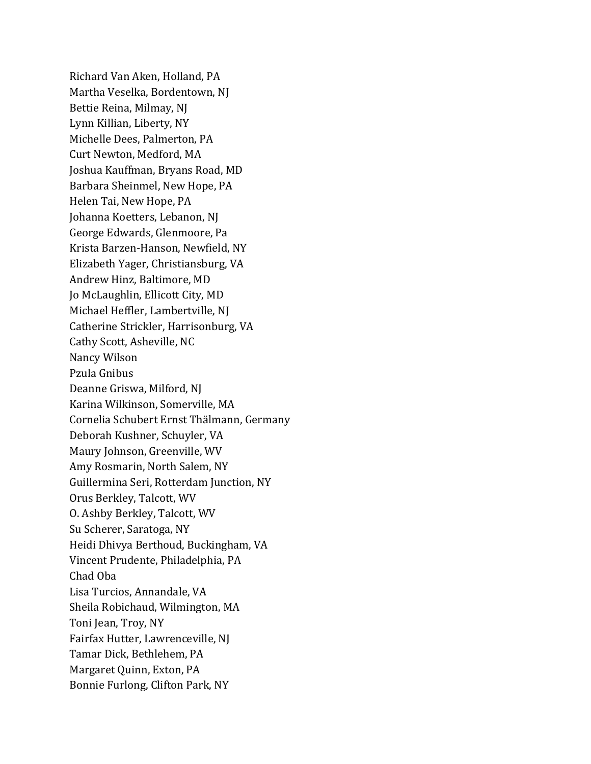Richard Van Aken, Holland, PA  
Martha Veselka, Bordentown, NJ  
Bettie Reina, Milmay, NJ  
Lynn Killian, Liberty, NY  
Michelle Dees, Palmerton, PA  
Curt Newton, Medford, MA  
Joshua Kauffman, Bryans Road, MD  
Barbara Sheinmel, New Hope, PA  
Helen Tai, New Hope, PA  
Johanna Koetters, Lebanon, NJ  
George Edwards, Glenmoore, Pa  
Krista Barzen-Hanson, Newfield, NY  
Elizabeth Yager, Christiansburg, VA  
Andrew Hinz, Baltimore, MD  
Jo McLaughlin, Ellicott City, MD  
Michael Heffler, Lambertville, NJ  
Catherine Strickler, Harrisonburg, VA  
Cathy Scott, Asheville, NC  
Nancy Wilson  
Pzula Gnibus  
Deanne Griswa, Milford, NJ  
Karina Wilkinson, Somerville, MA  
Cornelia Schubert Ernst Thälmann, Germany  
Deborah Kushner, Schuyler, VA  
Maury Johnson, Greenville, WV  
Amy Rosmarin, North Salem, NY  
Guillermina Seri, Rotterdam Junction, NY  
Orus Berkley, Talcott, WV  
O. Ashby Berkley, Talcott, WV  
Su Scherer, Saratoga, NY  
Heidi Dhivya Berthoud, Buckingham, VA  
Vincent Prudente, Philadelphia, PA  
Chad Oba  
Lisa Turcios, Annandale, VA  
Sheila Robichaud, Wilmington, MA  
Toni Jean, Troy, NY  
Fairfax Hutter, Lawrenceville, NJ  
Tamar Dick, Bethlehem, PA  
Margaret Quinn, Exton, PA  
Bonnie Furlong, Clifton Park, NY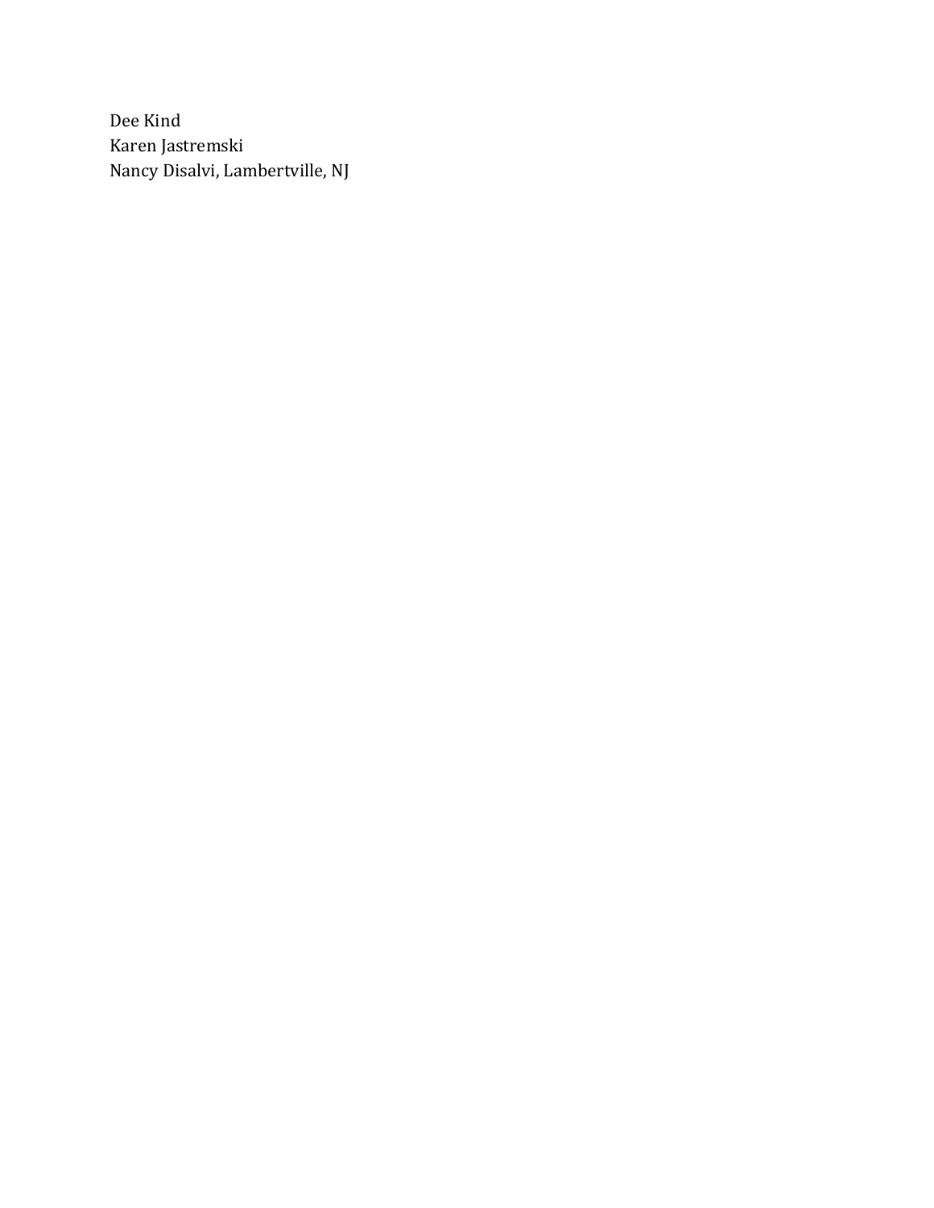Dee Kind
Karen Jastremski
Nancy Disalvi, Lambertville, NJ